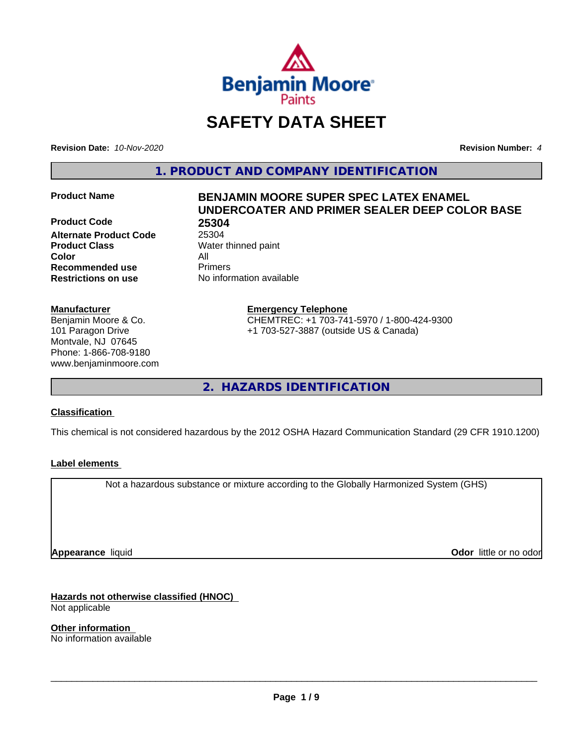# SAFETY DATA SHEET

**Revision Date:** *10-Nov-2020* **Revision Number:** *4*

## 1. PRODUCT AND COMPANY IDENTIFICATION

| | |
|---|---|
| **Product Name** | **BENJAMIN MOORE SUPER SPEC LATEX ENAMEL UNDERCOATER AND PRIMER SEALER DEEP COLOR BASE** |
| **Product Code** | **25304** |
| **Alternate Product Code** | 25304 |
| **Product Class** | Water thinned paint |
| **Color** | All |
| **Recommended use** | Primers |
| **Restrictions on use** | No information available |

**Manufacturer**
Benjamin Moore & Co.
101 Paragon Drive
Montvale, NJ 07645
Phone: 1-866-708-9180
www.benjaminmoore.com

**Emergency Telephone**
CHEMTREC: +1 703-741-5970 / 1-800-424-9300
+1 703-527-3887 (outside US & Canada)

## 2. HAZARDS IDENTIFICATION

**Classification**

This chemical is not considered hazardous by the 2012 OSHA Hazard Communication Standard (29 CFR 1910.1200)

**Label elements**

Not a hazardous substance or mixture according to the Globally Harmonized System (GHS)

**Appearance** liquid **Odor** little or no odor

**Hazards not otherwise classified (HNOC)**
Not applicable

**Other information**
No information available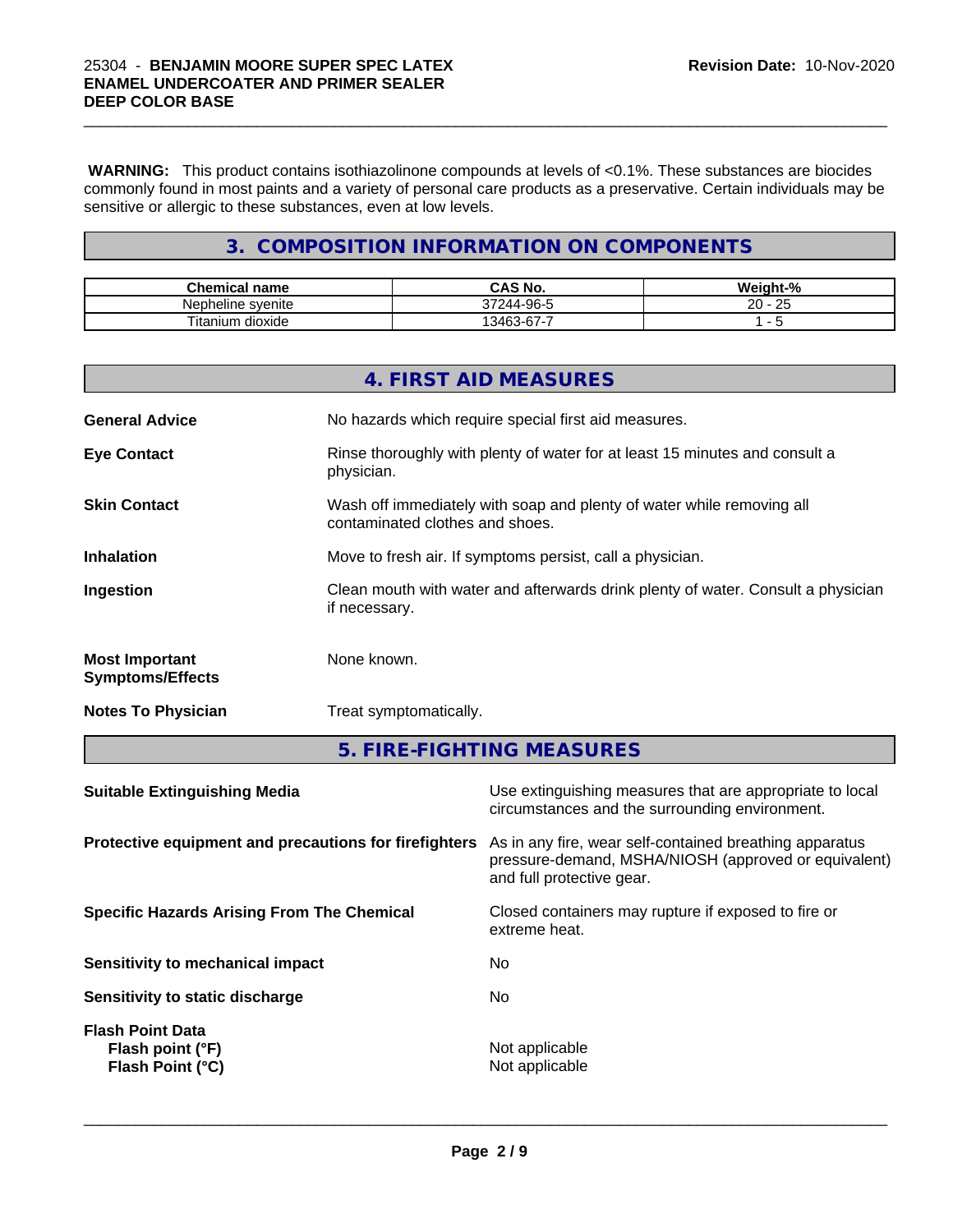**WARNING:** This product contains isothiazolinone compounds at levels of <0.1%. These substances are biocides commonly found in most paints and a variety of personal care products as a preservative. Certain individuals may be sensitive or allergic to these substances, even at low levels.

## 3. COMPOSITION INFORMATION ON COMPONENTS

| Chemical name | CAS No. | Weight-% |
|---|---|---|
| Nepheline syenite | 37244-96-5 | 20 - 25 |
| Titanium dioxide | 13463-67-7 | 1 - 5 |

## 4. FIRST AID MEASURES

**General Advice** No hazards which require special first aid measures.

**Eye Contact** Rinse thoroughly with plenty of water for at least 15 minutes and consult a physician.

**Skin Contact** Wash off immediately with soap and plenty of water while removing all contaminated clothes and shoes.

**Inhalation** Move to fresh air. If symptoms persist, call a physician.

**Ingestion** Clean mouth with water and afterwards drink plenty of water. Consult a physician if necessary.

**Most Important Symptoms/Effects** None known.

**Notes To Physician** Treat symptomatically.

## 5. FIRE-FIGHTING MEASURES

**Suitable Extinguishing Media** Use extinguishing measures that are appropriate to local circumstances and the surrounding environment.

**Protective equipment and precautions for firefighters** As in any fire, wear self-contained breathing apparatus pressure-demand, MSHA/NIOSH (approved or equivalent) and full protective gear.

**Specific Hazards Arising From The Chemical** Closed containers may rupture if exposed to fire or extreme heat.

**Sensitivity to mechanical impact** No

**Sensitivity to static discharge** No

**Flash Point Data**
**Flash point (°F)** Not applicable
**Flash Point (°C)** Not applicable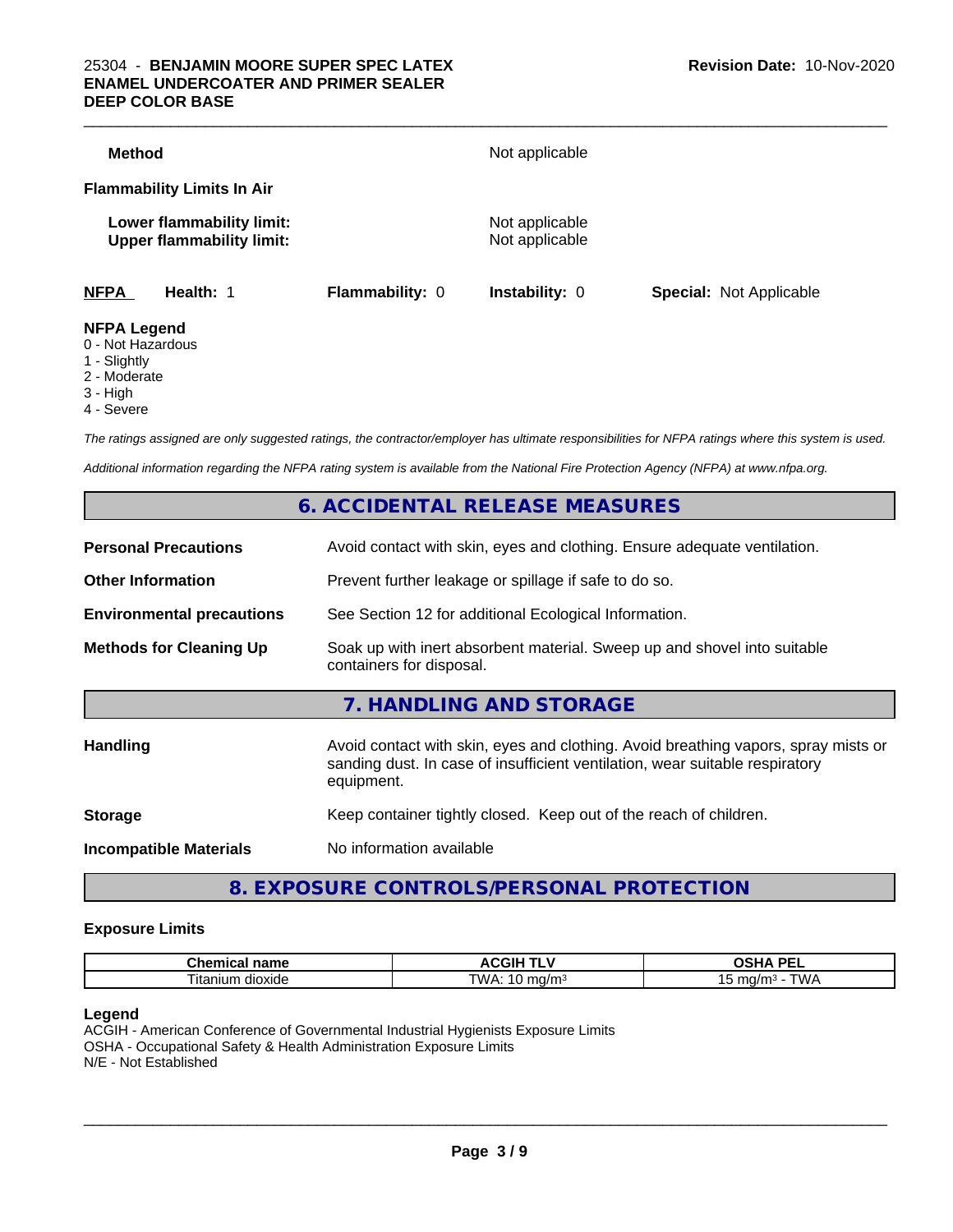| | |
|---|---|
| **Method** | Not applicable |

**Flammability Limits In Air**

| | |
|---|---|
| **Lower flammability limit:** | Not applicable |
| **Upper flammability limit:** | Not applicable |

| **NFPA** | **Health:** 1 | **Flammability:** 0 | **Instability:** 0 | **Special:** Not Applicable |
|---|---|---|---|---|

**NFPA Legend**
0 - Not Hazardous
1 - Slightly
2 - Moderate
3 - High
4 - Severe

*The ratings assigned are only suggested ratings, the contractor/employer has ultimate responsibilities for NFPA ratings where this system is used.*

*Additional information regarding the NFPA rating system is available from the National Fire Protection Agency (NFPA) at www.nfpa.org.*

## 6. ACCIDENTAL RELEASE MEASURES

| | |
|---|---|
| **Personal Precautions** | Avoid contact with skin, eyes and clothing. Ensure adequate ventilation. |
| **Other Information** | Prevent further leakage or spillage if safe to do so. |
| **Environmental precautions** | See Section 12 for additional Ecological Information. |
| **Methods for Cleaning Up** | Soak up with inert absorbent material. Sweep up and shovel into suitable containers for disposal. |

## 7. HANDLING AND STORAGE

| | |
|---|---|
| **Handling** | Avoid contact with skin, eyes and clothing. Avoid breathing vapors, spray mists or sanding dust. In case of insufficient ventilation, wear suitable respiratory equipment. |
| **Storage** | Keep container tightly closed. Keep out of the reach of children. |
| **Incompatible Materials** | No information available |

## 8. EXPOSURE CONTROLS/PERSONAL PROTECTION

### Exposure Limits

| Chemical name | ACGIH TLV | OSHA PEL |
|---|---|---|
| Titanium dioxide | TWA: 10 mg/m³ | 15 mg/m³ - TWA |

**Legend**
ACGIH - American Conference of Governmental Industrial Hygienists Exposure Limits
OSHA - Occupational Safety & Health Administration Exposure Limits
N/E - Not Established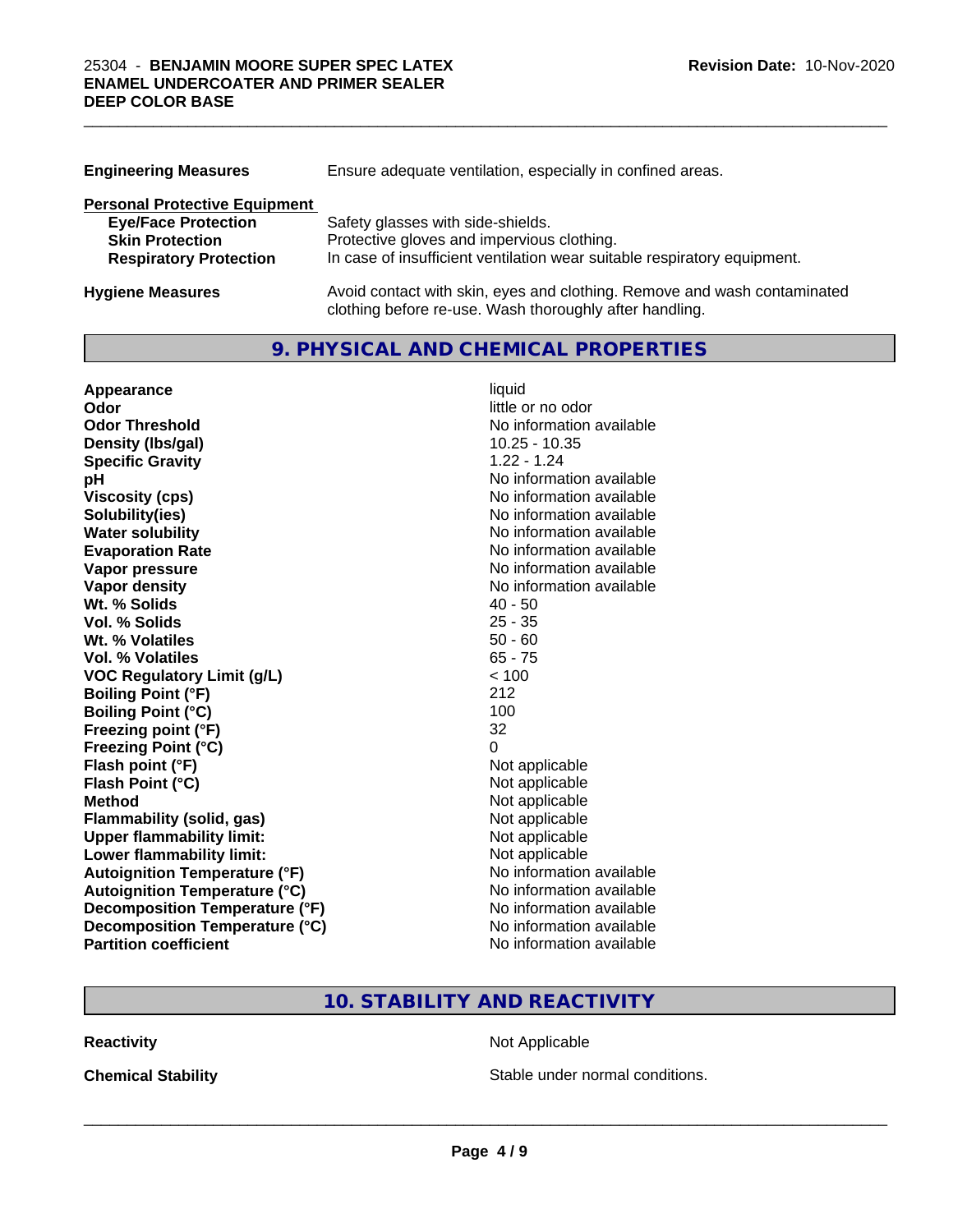| | |
|---|---|
| **Engineering Measures** | Ensure adequate ventilation, especially in confined areas. |

**Personal Protective Equipment**

| | |
|---|---|
| **Eye/Face Protection** | Safety glasses with side-shields. |
| **Skin Protection** | Protective gloves and impervious clothing. |
| **Respiratory Protection** | In case of insufficient ventilation wear suitable respiratory equipment. |
| **Hygiene Measures** | Avoid contact with skin, eyes and clothing. Remove and wash contaminated clothing before re-use. Wash thoroughly after handling. |

## 9. PHYSICAL AND CHEMICAL PROPERTIES

| | |
|---|---|
| **Appearance** | liquid |
| **Odor** | little or no odor |
| **Odor Threshold** | No information available |
| **Density (lbs/gal)** | 10.25 - 10.35 |
| **Specific Gravity** | 1.22 - 1.24 |
| **pH** | No information available |
| **Viscosity (cps)** | No information available |
| **Solubility(ies)** | No information available |
| **Water solubility** | No information available |
| **Evaporation Rate** | No information available |
| **Vapor pressure** | No information available |
| **Vapor density** | No information available |
| **Wt. % Solids** | 40 - 50 |
| **Vol. % Solids** | 25 - 35 |
| **Wt. % Volatiles** | 50 - 60 |
| **Vol. % Volatiles** | 65 - 75 |
| **VOC Regulatory Limit (g/L)** | < 100 |
| **Boiling Point (°F)** | 212 |
| **Boiling Point (°C)** | 100 |
| **Freezing point (°F)** | 32 |
| **Freezing Point (°C)** | 0 |
| **Flash point (°F)** | Not applicable |
| **Flash Point (°C)** | Not applicable |
| **Method** | Not applicable |
| **Flammability (solid, gas)** | Not applicable |
| **Upper flammability limit:** | Not applicable |
| **Lower flammability limit:** | Not applicable |
| **Autoignition Temperature (°F)** | No information available |
| **Autoignition Temperature (°C)** | No information available |
| **Decomposition Temperature (°F)** | No information available |
| **Decomposition Temperature (°C)** | No information available |
| **Partition coefficient** | No information available |

## 10. STABILITY AND REACTIVITY

| | |
|---|---|
| **Reactivity** | Not Applicable |
| **Chemical Stability** | Stable under normal conditions. |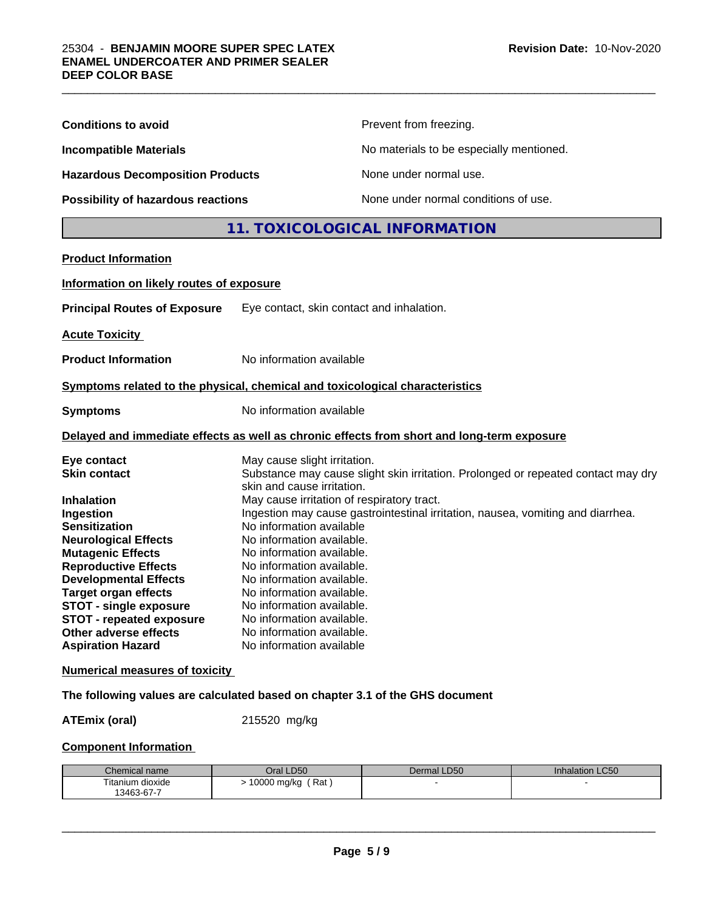| | |
|---|---|
| **Conditions to avoid** | Prevent from freezing. |
| **Incompatible Materials** | No materials to be especially mentioned. |
| **Hazardous Decomposition Products** | None under normal use. |
| **Possibility of hazardous reactions** | None under normal conditions of use. |

## 11. TOXICOLOGICAL INFORMATION

**Product Information**

**Information on likely routes of exposure**

**Principal Routes of Exposure** Eye contact, skin contact and inhalation.

**Acute Toxicity**

**Product Information** No information available

**Symptoms related to the physical, chemical and toxicological characteristics**

**Symptoms** No information available

**Delayed and immediate effects as well as chronic effects from short and long-term exposure**

| | |
|---|---|
| **Eye contact** | May cause slight irritation. |
| **Skin contact** | Substance may cause slight skin irritation. Prolonged or repeated contact may dry skin and cause irritation. |
| **Inhalation** | May cause irritation of respiratory tract. |
| **Ingestion** | Ingestion may cause gastrointestinal irritation, nausea, vomiting and diarrhea. |
| **Sensitization** | No information available |
| **Neurological Effects** | No information available. |
| **Mutagenic Effects** | No information available. |
| **Reproductive Effects** | No information available. |
| **Developmental Effects** | No information available. |
| **Target organ effects** | No information available. |
| **STOT - single exposure** | No information available. |
| **STOT - repeated exposure** | No information available. |
| **Other adverse effects** | No information available. |
| **Aspiration Hazard** | No information available |

**Numerical measures of toxicity**

**The following values are calculated based on chapter 3.1 of the GHS document**

**ATEmix (oral)** 215520 mg/kg

**Component Information**

| Chemical name | Oral LD50 | Dermal LD50 | Inhalation LC50 |
|---|---|---|---|
| Titanium dioxide 13463-67-7 | > 10000 mg/kg ( Rat ) | - | - |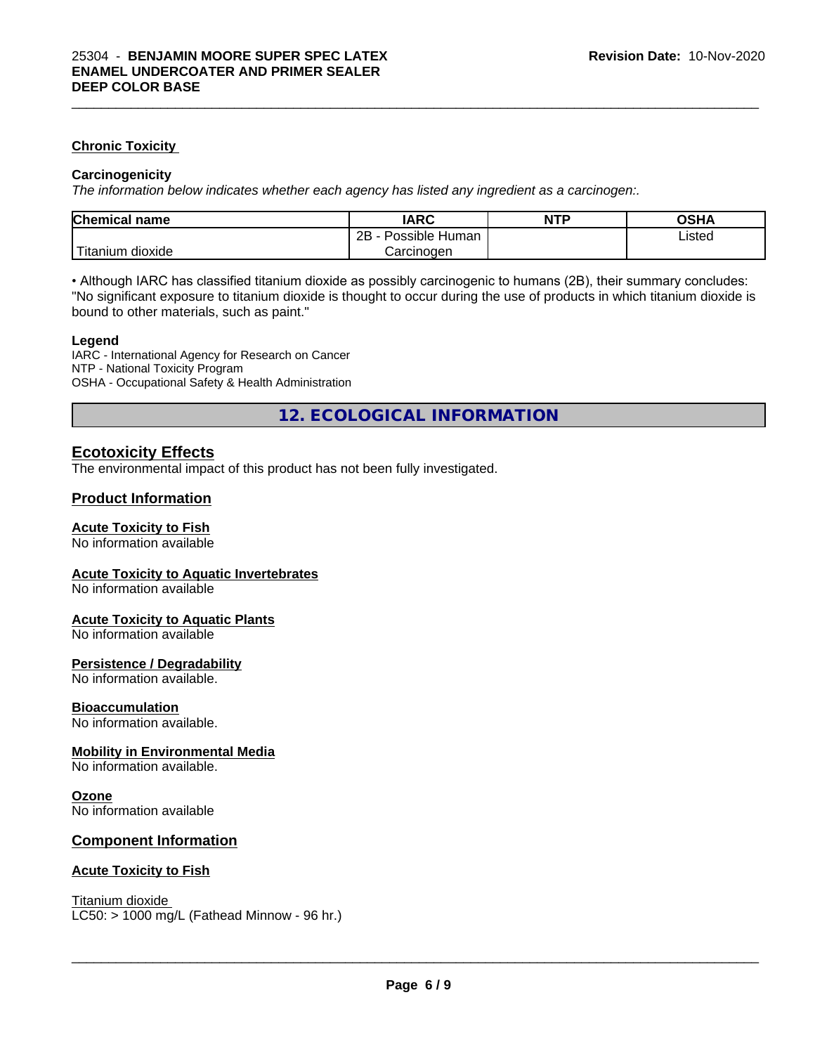### Chronic Toxicity

**Carcinogenicity**

*The information below indicates whether each agency has listed any ingredient as a carcinogen:.*

| Chemical name | IARC | NTP | OSHA |
|---|---|---|---|
| Titanium dioxide | 2B - Possible Human Carcinogen | | Listed |

• Although IARC has classified titanium dioxide as possibly carcinogenic to humans (2B), their summary concludes: "No significant exposure to titanium dioxide is thought to occur during the use of products in which titanium dioxide is bound to other materials, such as paint."

**Legend**

IARC - International Agency for Research on Cancer
NTP - National Toxicity Program
OSHA - Occupational Safety & Health Administration

## 12. ECOLOGICAL INFORMATION

### Ecotoxicity Effects

The environmental impact of this product has not been fully investigated.

### Product Information

**Acute Toxicity to Fish**
No information available

**Acute Toxicity to Aquatic Invertebrates**
No information available

**Acute Toxicity to Aquatic Plants**
No information available

**Persistence / Degradability**
No information available.

**Bioaccumulation**
No information available.

**Mobility in Environmental Media**
No information available.

**Ozone**
No information available

### Component Information

**Acute Toxicity to Fish**

Titanium dioxide
LC50: > 1000 mg/L (Fathead Minnow - 96 hr.)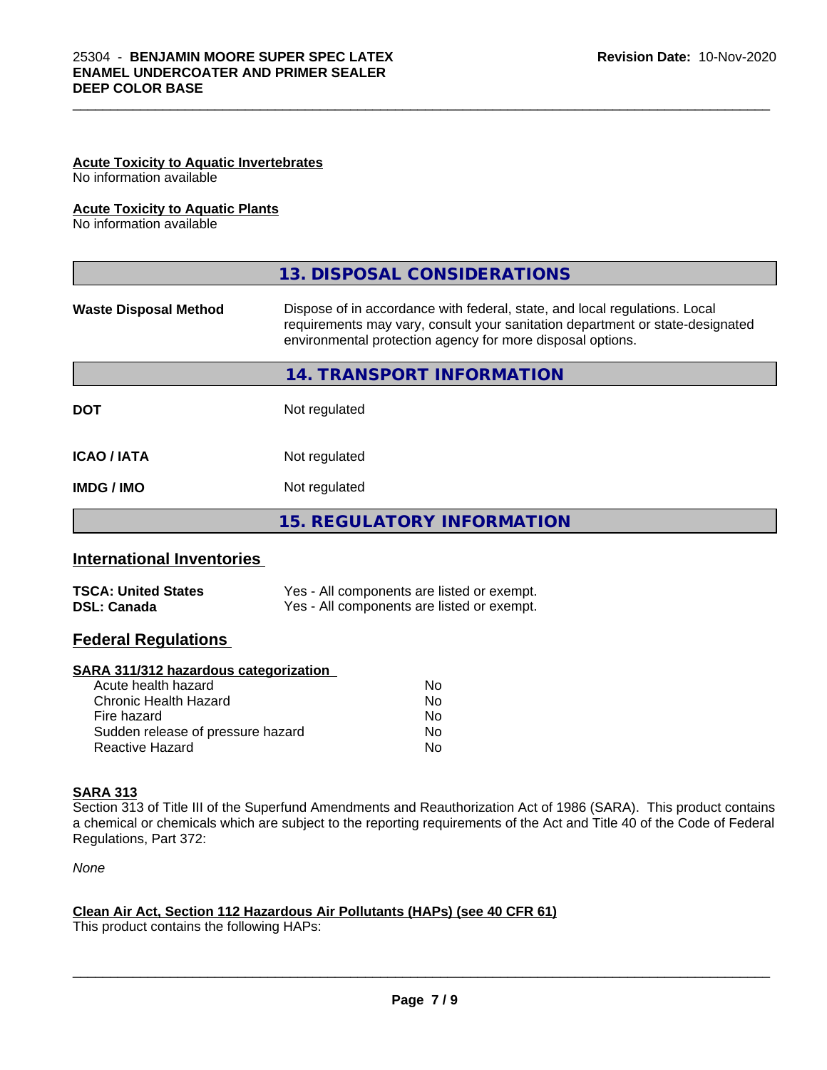**Acute Toxicity to Aquatic Invertebrates**
No information available

**Acute Toxicity to Aquatic Plants**
No information available

## 13. DISPOSAL CONSIDERATIONS

| | |
|---|---|
| **Waste Disposal Method** | Dispose of in accordance with federal, state, and local regulations. Local requirements may vary, consult your sanitation department or state-designated environmental protection agency for more disposal options. |

## 14. TRANSPORT INFORMATION

| | |
|---|---|
| **DOT** | Not regulated |
| **ICAO / IATA** | Not regulated |
| **IMDG / IMO** | Not regulated |

## 15. REGULATORY INFORMATION

### International Inventories

| | |
|---|---|
| **TSCA: United States** | Yes - All components are listed or exempt. |
| **DSL: Canada** | Yes - All components are listed or exempt. |

### Federal Regulations

**SARA 311/312 hazardous categorization**

| | |
|---|---|
| Acute health hazard | No |
| Chronic Health Hazard | No |
| Fire hazard | No |
| Sudden release of pressure hazard | No |
| Reactive Hazard | No |

**SARA 313**
Section 313 of Title III of the Superfund Amendments and Reauthorization Act of 1986 (SARA). This product contains a chemical or chemicals which are subject to the reporting requirements of the Act and Title 40 of the Code of Federal Regulations, Part 372:

*None*

**Clean Air Act, Section 112 Hazardous Air Pollutants (HAPs) (see 40 CFR 61)**
This product contains the following HAPs: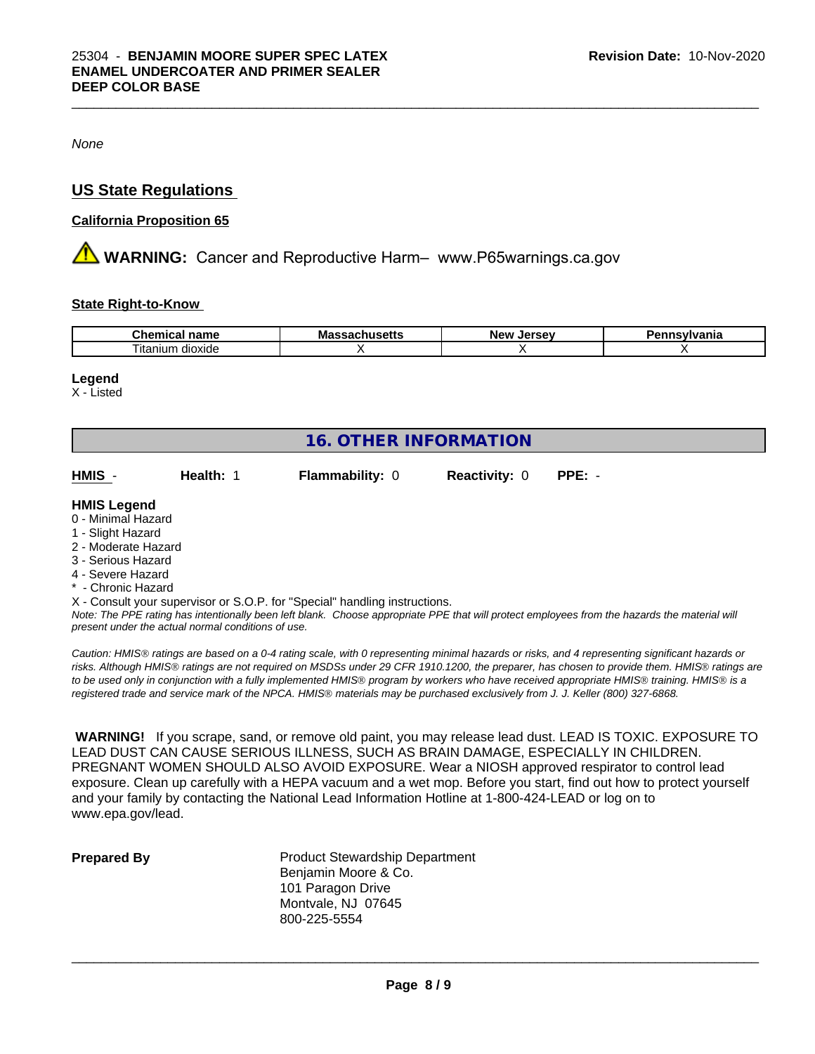*None*

## US State Regulations

### California Proposition 65

**WARNING:** Cancer and Reproductive Harm– www.P65warnings.ca.gov

### State Right-to-Know

| Chemical name | Massachusetts | New Jersey | Pennsylvania |
|---|---|---|---|
| Titanium dioxide | X | X | X |

**Legend**

X - Listed

## 16. OTHER INFORMATION

| HMIS - | Health: 1 | Flammability: 0 | Reactivity: 0 | PPE: - |
|---|---|---|---|---|

**HMIS Legend**

0 - Minimal Hazard
1 - Slight Hazard
2 - Moderate Hazard
3 - Serious Hazard
4 - Severe Hazard
* - Chronic Hazard
X - Consult your supervisor or S.O.P. for "Special" handling instructions.

*Note: The PPE rating has intentionally been left blank. Choose appropriate PPE that will protect employees from the hazards the material will present under the actual normal conditions of use.*

*Caution: HMIS® ratings are based on a 0-4 rating scale, with 0 representing minimal hazards or risks, and 4 representing significant hazards or risks. Although HMIS® ratings are not required on MSDSs under 29 CFR 1910.1200, the preparer, has chosen to provide them. HMIS® ratings are to be used only in conjunction with a fully implemented HMIS® program by workers who have received appropriate HMIS® training. HMIS® is a registered trade and service mark of the NPCA. HMIS® materials may be purchased exclusively from J. J. Keller (800) 327-6868.*

**WARNING!** If you scrape, sand, or remove old paint, you may release lead dust. LEAD IS TOXIC. EXPOSURE TO LEAD DUST CAN CAUSE SERIOUS ILLNESS, SUCH AS BRAIN DAMAGE, ESPECIALLY IN CHILDREN. PREGNANT WOMEN SHOULD ALSO AVOID EXPOSURE. Wear a NIOSH approved respirator to control lead exposure. Clean up carefully with a HEPA vacuum and a wet mop. Before you start, find out how to protect yourself and your family by contacting the National Lead Information Hotline at 1-800-424-LEAD or log on to www.epa.gov/lead.

**Prepared By**

Product Stewardship Department
Benjamin Moore & Co.
101 Paragon Drive
Montvale, NJ 07645
800-225-5554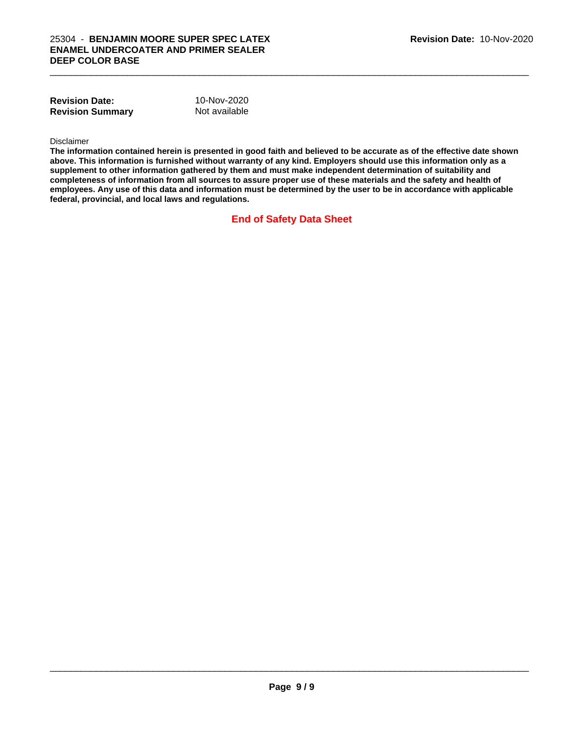| | |
|---|---|
| **Revision Date:** | 10-Nov-2020 |
| **Revision Summary** | Not available |

Disclaimer

**The information contained herein is presented in good faith and believed to be accurate as of the effective date shown above. This information is furnished without warranty of any kind. Employers should use this information only as a supplement to other information gathered by them and must make independent determination of suitability and completeness of information from all sources to assure proper use of these materials and the safety and health of employees. Any use of this data and information must be determined by the user to be in accordance with applicable federal, provincial, and local laws and regulations.**

**End of Safety Data Sheet**